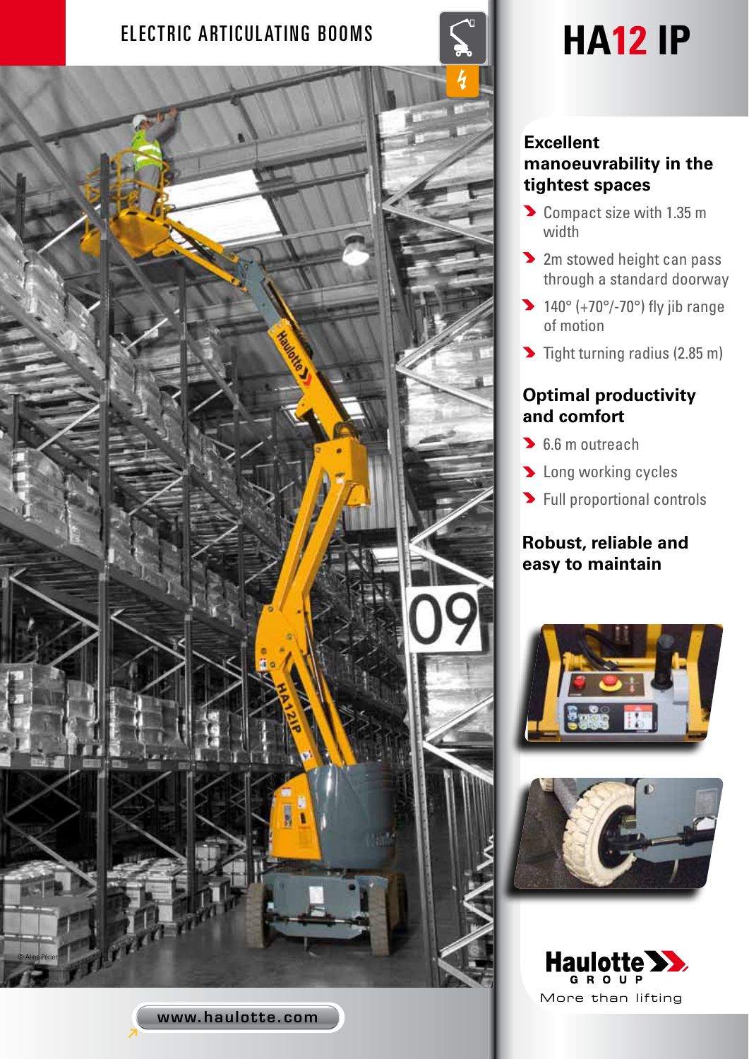ELECTRIC ARTICULATING BOOMS

# HA12 IP

### Excellent manoeuvrability in the tightest spaces

- Compact size with 1.35 m width
- 2m stowed height can pass through a standard doorway
- 140° (+70°/-70°) fly jib range of motion
- Tight turning radius (2.85 m)

### Optimal productivity and comfort

- 6.6 m outreach
- Long working cycles
- Full proportional controls

### Robust, reliable and easy to maintain

© Aline Périer

Haulotte GROUP

More than lifting

www.haulotte.com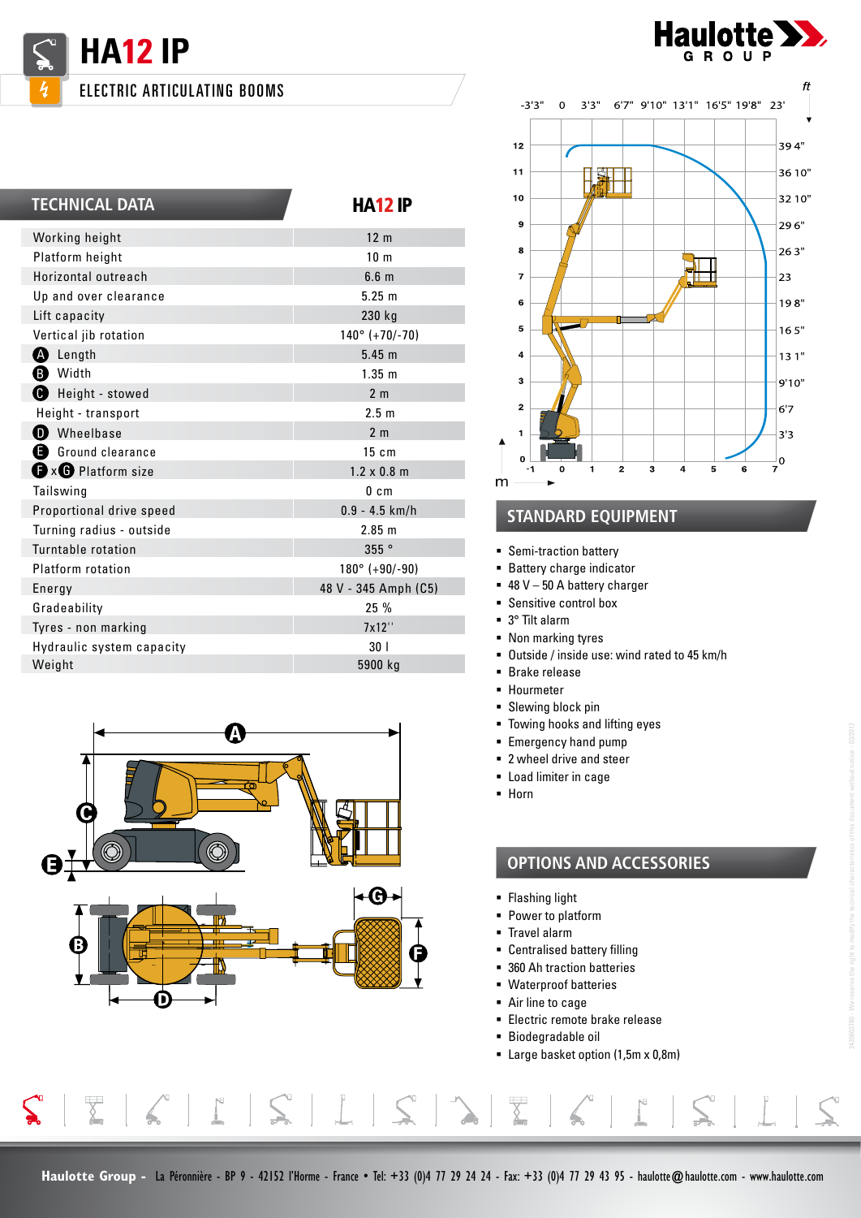# HA12 IP

ELECTRIC ARTICULATING BOOMS

Haulotte GROUP

## TECHNICAL DATA

| TECHNICAL DATA | HA12 IP |
|---|---|
| Working height | 12 m |
| Platform height | 10 m |
| Horizontal outreach | 6.6 m |
| Up and over clearance | 5.25 m |
| Lift capacity | 230 kg |
| Vertical jib rotation | 140° (+70/-70) |
| A Length | 5.45 m |
| B Width | 1.35 m |
| C Height - stowed | 2 m |
| Height - transport | 2.5 m |
| D Wheelbase | 2 m |
| E Ground clearance | 15 cm |
| F x G Platform size | 1.2 x 0.8 m |
| Tailswing | 0 cm |
| Proportional drive speed | 0.9 - 4.5 km/h |
| Turning radius - outside | 2.85 m |
| Turntable rotation | 355 ° |
| Platform rotation | 180° (+90/-90) |
| Energy | 48 V - 345 Amph (C5) |
| Gradeability | 25 % |
| Tyres - non marking | 7x12'' |
| Hydraulic system capacity | 30 l |
| Weight | 5900 kg |

A
C
E
G
B
F
D

ft
-3'3" 0 3'3" 6'7" 9'10" 13'1" 16'5" 19'8" 23'
39 4" 36 10" 32 10" 29 6" 26 3" 23 19 8" 16 5" 13 1" 9'10" 6'7 3'3 0
12 11 10 9 8 7 6 5 4 3 2 1 0
-1 0 1 2 3 4 5 6 7
m

## STANDARD EQUIPMENT

- Semi-traction battery
- Battery charge indicator
- 48 V – 50 A battery charger
- Sensitive control box
- 3° Tilt alarm
- Non marking tyres
- Outside / inside use: wind rated to 45 km/h
- Brake release
- Hourmeter
- Slewing block pin
- Towing hooks and lifting eyes
- Emergency hand pump
- 2 wheel drive and steer
- Load limiter in cage
- Horn

## OPTIONS AND ACCESSORIES

- Flashing light
- Power to platform
- Travel alarm
- Centralised battery filling
- 360 Ah traction batteries
- Waterproof batteries
- Air line to cage
- Electric remote brake release
- Biodegradable oil
- Large basket option (1,5m x 0,8m)

**Haulotte Group** - La Péronnière - BP 9 - 42152 l'Horme - France • Tel: +33 (0)4 77 29 24 24 - Fax: +33 (0)4 77 29 43 95 - haulotte@haulotte.com - www.haulotte.com